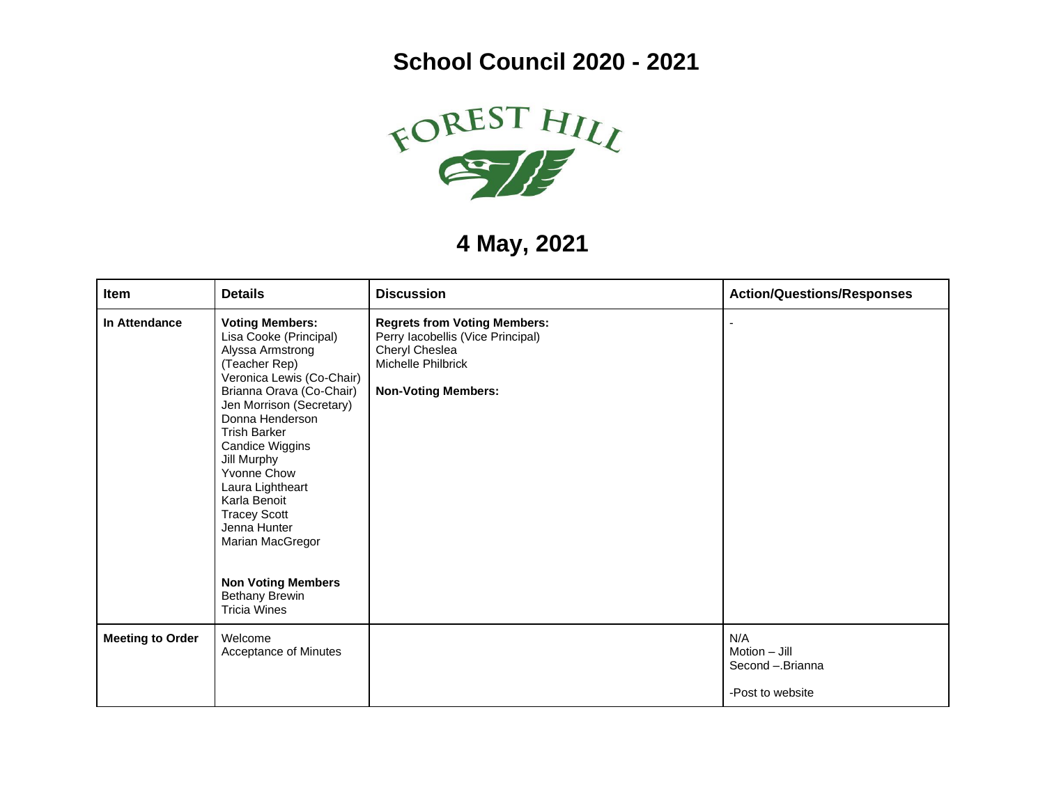# School Council 2020 - 2021

FOREST HILL

## 4 May, 2021

| Item | Details | Discussion | Action/Questions/Responses |
|---|---|---|---|
| **In Attendance** | **Voting Members:**<br>Lisa Cooke (Principal)<br>Alyssa Armstrong (Teacher Rep)<br>Veronica Lewis (Co-Chair)<br>Brianna Orava (Co-Chair)<br>Jen Morrison (Secretary)<br>Donna Henderson<br>Trish Barker<br>Candice Wiggins<br>Jill Murphy<br>Yvonne Chow<br>Laura Lightheart<br>Karla Benoit<br>Tracey Scott<br>Jenna Hunter<br>Marian MacGregor<br><br>**Non Voting Members**<br>Bethany Brewin<br>Tricia Wines | **Regrets from Voting Members:**<br>Perry Iacobellis (Vice Principal)<br>Cheryl Cheslea<br>Michelle Philbrick<br><br>**Non-Voting Members:** | - |
| **Meeting to Order** | Welcome<br>Acceptance of Minutes | | N/A<br>Motion – Jill<br>Second –.Brianna<br><br>-Post to website |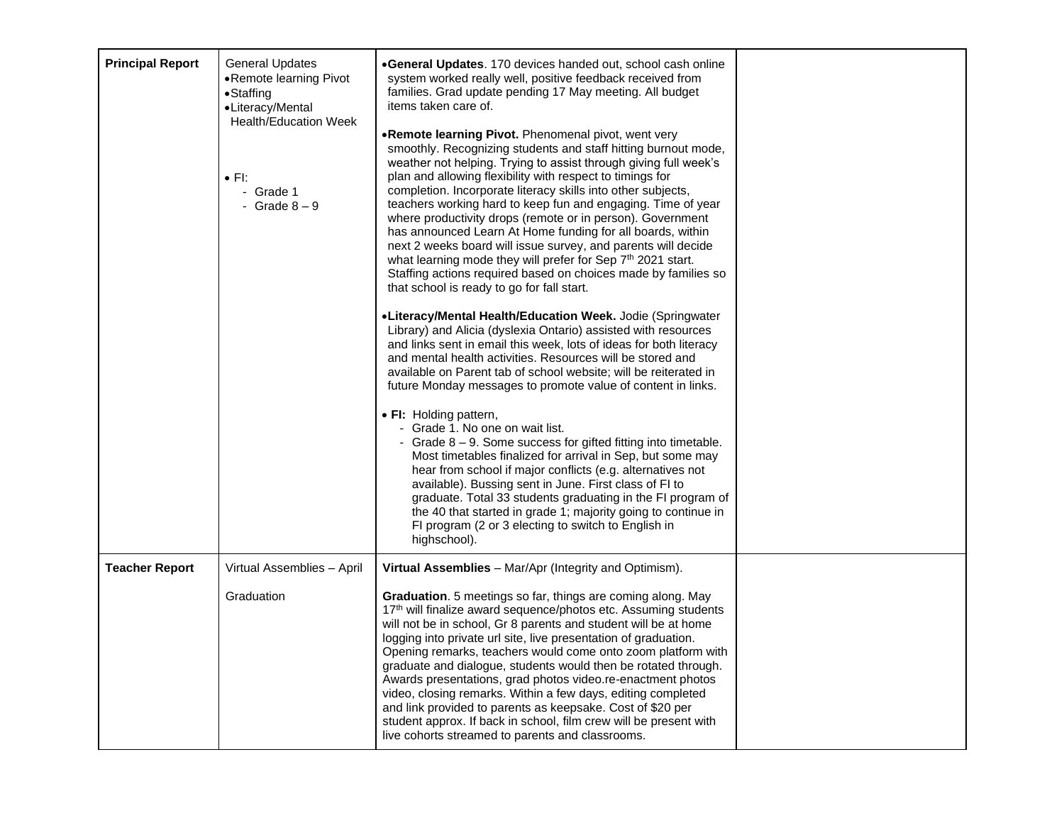| Principal Report | General Updates<br>• Remote learning Pivot<br>• Staffing<br>• Literacy/Mental Health/Education Week<br><br>• FI:<br>- Grade 1<br>- Grade 8 – 9 | • **General Updates**. 170 devices handed out, school cash online system worked really well, positive feedback received from families. Grad update pending 17 May meeting. All budget items taken care of.<br><br>• **Remote learning Pivot.** Phenomenal pivot, went very smoothly. Recognizing students and staff hitting burnout mode, weather not helping. Trying to assist through giving full week's plan and allowing flexibility with respect to timings for completion. Incorporate literacy skills into other subjects, teachers working hard to keep fun and engaging. Time of year where productivity drops (remote or in person). Government has announced Learn At Home funding for all boards, within next 2 weeks board will issue survey, and parents will decide what learning mode they will prefer for Sep 7th 2021 start. Staffing actions required based on choices made by families so that school is ready to go for fall start.<br><br>• **Literacy/Mental Health/Education Week.** Jodie (Springwater Library) and Alicia (dyslexia Ontario) assisted with resources and links sent in email this week, lots of ideas for both literacy and mental health activities. Resources will be stored and available on Parent tab of school website; will be reiterated in future Monday messages to promote value of content in links.<br><br>• **FI:** Holding pattern,<br>- Grade 1. No one on wait list.<br>- Grade 8 – 9. Some success for gifted fitting into timetable. Most timetables finalized for arrival in Sep, but some may hear from school if major conflicts (e.g. alternatives not available). Bussing sent in June. First class of FI to graduate. Total 33 students graduating in the FI program of the 40 that started in grade 1; majority going to continue in FI program (2 or 3 electing to switch to English in highschool). | |
|---|---|---|---|
| **Teacher Report** | Virtual Assemblies – April<br><br>Graduation | **Virtual Assemblies** – Mar/Apr (Integrity and Optimism).<br><br>**Graduation**. 5 meetings so far, things are coming along. May 17th will finalize award sequence/photos etc. Assuming students will not be in school, Gr 8 parents and student will be at home logging into private url site, live presentation of graduation. Opening remarks, teachers would come onto zoom platform with graduate and dialogue, students would then be rotated through. Awards presentations, grad photos video.re-enactment photos video, closing remarks. Within a few days, editing completed and link provided to parents as keepsake. Cost of $20 per student approx. If back in school, film crew will be present with live cohorts streamed to parents and classrooms. | |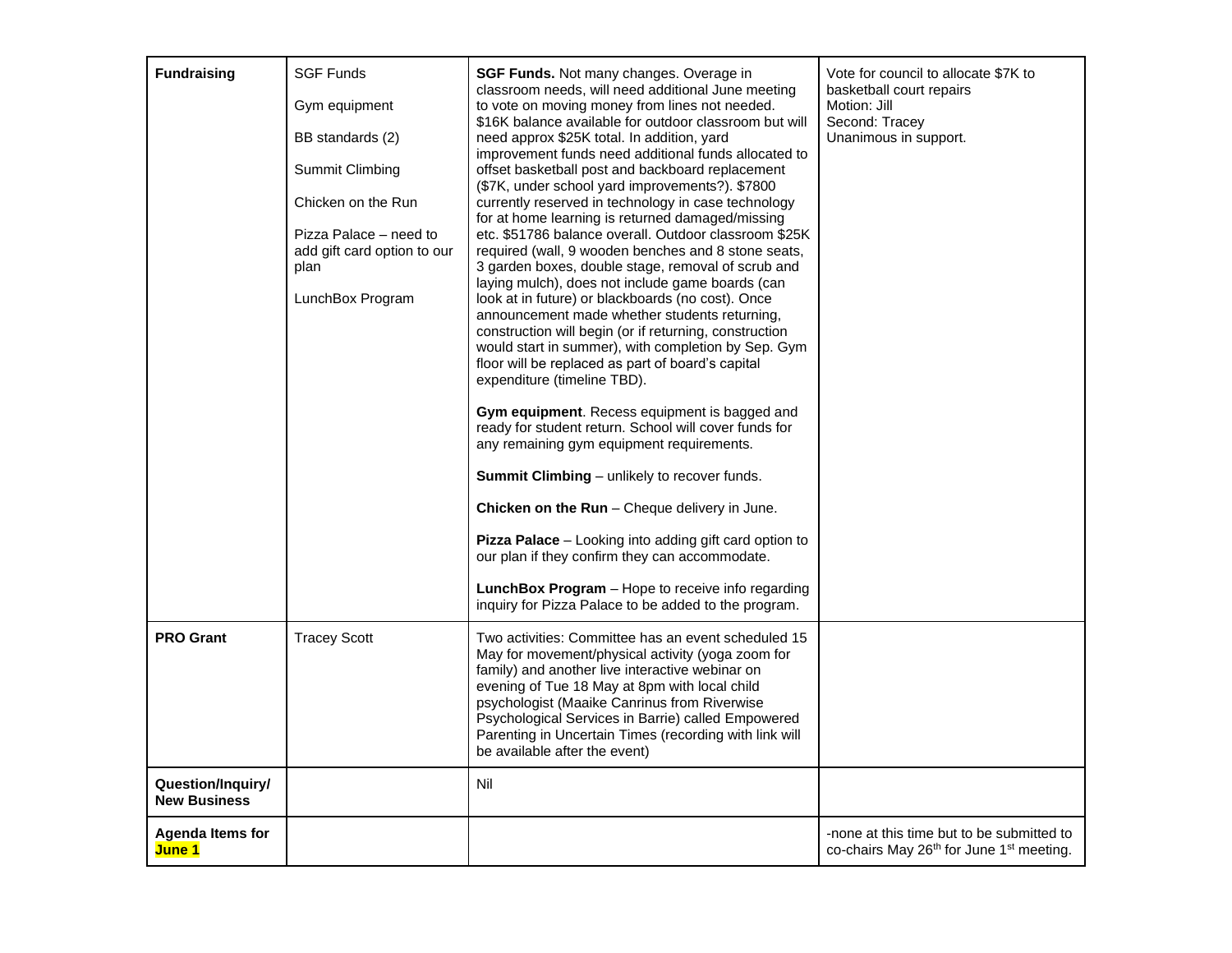| | | | |
|---|---|---|---|
| **Fundraising** | SGF Funds<br><br>Gym equipment<br><br>BB standards (2)<br><br>Summit Climbing<br><br>Chicken on the Run<br><br>Pizza Palace – need to add gift card option to our plan<br><br>LunchBox Program | **SGF Funds.** Not many changes. Overage in classroom needs, will need additional June meeting to vote on moving money from lines not needed. $16K balance available for outdoor classroom but will need approx $25K total. In addition, yard improvement funds need additional funds allocated to offset basketball post and backboard replacement ($7K, under school yard improvements?). $7800 currently reserved in technology in case technology for at home learning is returned damaged/missing etc. $51786 balance overall. Outdoor classroom $25K required (wall, 9 wooden benches and 8 stone seats, 3 garden boxes, double stage, removal of scrub and laying mulch), does not include game boards (can look at in future) or blackboards (no cost). Once announcement made whether students returning, construction will begin (or if returning, construction would start in summer), with completion by Sep. Gym floor will be replaced as part of board's capital expenditure (timeline TBD).<br><br>**Gym equipment**. Recess equipment is bagged and ready for student return. School will cover funds for any remaining gym equipment requirements.<br><br>**Summit Climbing** – unlikely to recover funds.<br><br>**Chicken on the Run** – Cheque delivery in June.<br><br>**Pizza Palace** – Looking into adding gift card option to our plan if they confirm they can accommodate.<br><br>**LunchBox Program** – Hope to receive info regarding inquiry for Pizza Palace to be added to the program. | Vote for council to allocate $7K to basketball court repairs<br>Motion: Jill<br>Second: Tracey<br>Unanimous in support. |
| **PRO Grant** | Tracey Scott | Two activities: Committee has an event scheduled 15 May for movement/physical activity (yoga zoom for family) and another live interactive webinar on evening of Tue 18 May at 8pm with local child psychologist (Maaike Canrinus from Riverwise Psychological Services in Barrie) called Empowered Parenting in Uncertain Times (recording with link will be available after the event) | |
| **Question/Inquiry/ New Business** | | Nil | |
| **Agenda Items for June 1** | | | -none at this time but to be submitted to co-chairs May 26th for June 1st meeting. |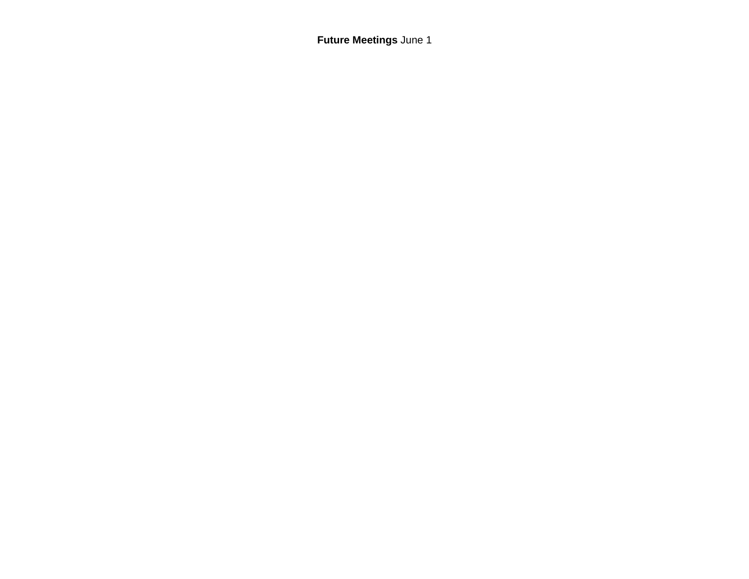**Future Meetings** June 1